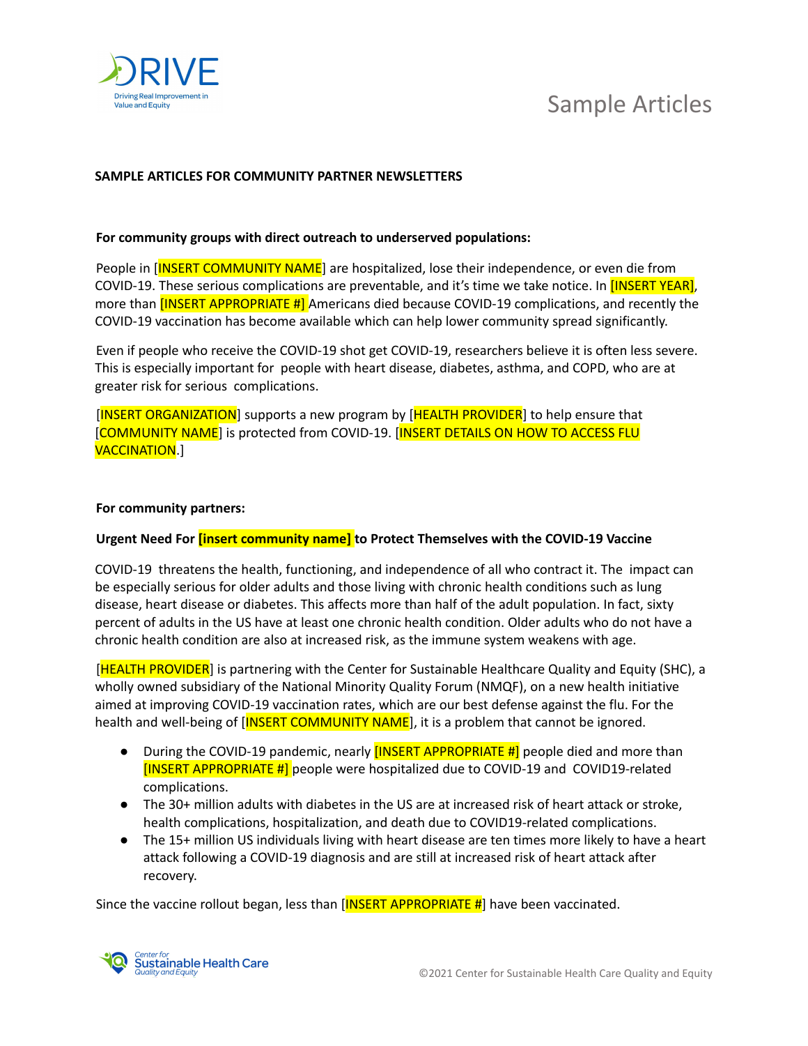# Sample Articles

**SAMPLE ARTICLES FOR COMMUNITY PARTNER NEWSLETTERS**

**For community groups with direct outreach to underserved populations:**

People in [INSERT COMMUNITY NAME] are hospitalized, lose their independence, or even die from COVID-19. These serious complications are preventable, and it's time we take notice. In [INSERT YEAR], more than [INSERT APPROPRIATE #] Americans died because COVID-19 complications, and recently the COVID-19 vaccination has become available which can help lower community spread significantly.

Even if people who receive the COVID-19 shot get COVID-19, researchers believe it is often less severe. This is especially important for people with heart disease, diabetes, asthma, and COPD, who are at greater risk for serious complications.

[INSERT ORGANIZATION] supports a new program by [HEALTH PROVIDER] to help ensure that [COMMUNITY NAME] is protected from COVID-19. [INSERT DETAILS ON HOW TO ACCESS FLU VACCINATION.]

**For community partners:**

**Urgent Need For [insert community name] to Protect Themselves with the COVID-19 Vaccine**

COVID-19 threatens the health, functioning, and independence of all who contract it. The impact can be especially serious for older adults and those living with chronic health conditions such as lung disease, heart disease or diabetes. This affects more than half of the adult population. In fact, sixty percent of adults in the US have at least one chronic health condition. Older adults who do not have a chronic health condition are also at increased risk, as the immune system weakens with age.

[HEALTH PROVIDER] is partnering with the Center for Sustainable Healthcare Quality and Equity (SHC), a wholly owned subsidiary of the National Minority Quality Forum (NMQF), on a new health initiative aimed at improving COVID-19 vaccination rates, which are our best defense against the flu. For the health and well-being of [INSERT COMMUNITY NAME], it is a problem that cannot be ignored.

- During the COVID-19 pandemic, nearly [INSERT APPROPRIATE #] people died and more than [INSERT APPROPRIATE #] people were hospitalized due to COVID-19 and COVID19-related complications.
- The 30+ million adults with diabetes in the US are at increased risk of heart attack or stroke, health complications, hospitalization, and death due to COVID19-related complications.
- The 15+ million US individuals living with heart disease are ten times more likely to have a heart attack following a COVID-19 diagnosis and are still at increased risk of heart attack after recovery.

Since the vaccine rollout began, less than [INSERT APPROPRIATE #] have been vaccinated.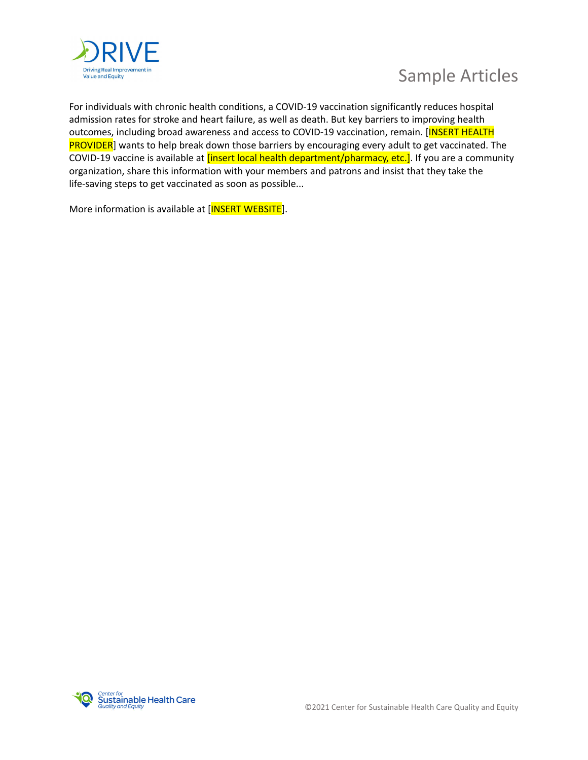For individuals with chronic health conditions, a COVID-19 vaccination significantly reduces hospital admission rates for stroke and heart failure, as well as death. But key barriers to improving health outcomes, including broad awareness and access to COVID-19 vaccination, remain. [INSERT HEALTH PROVIDER] wants to help break down those barriers by encouraging every adult to get vaccinated. The COVID-19 vaccine is available at [insert local health department/pharmacy, etc.]. If you are a community organization, share this information with your members and patrons and insist that they take the life-saving steps to get vaccinated as soon as possible...

More information is available at [INSERT WEBSITE].